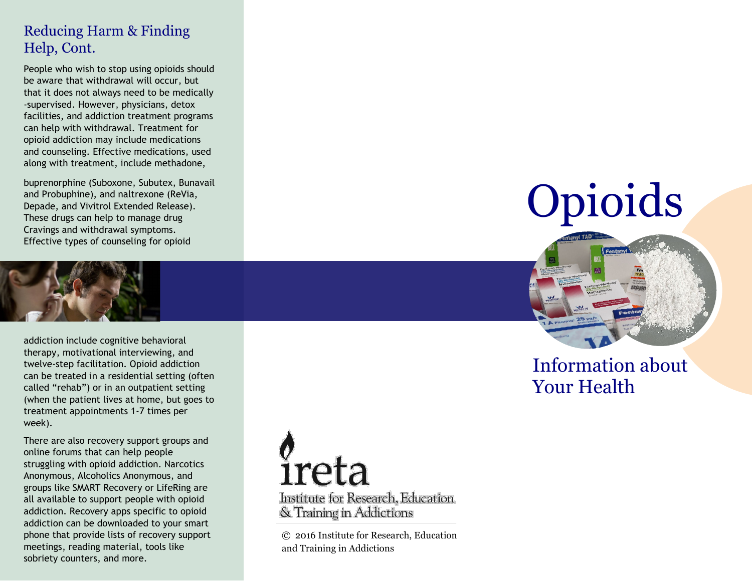## Reducing Harm & Finding Help, Cont.

People who wish to stop using opioids should be aware that withdrawal will occur, but that it does not always need to be medically -supervised. However, physicians, detox facilities, and addiction treatment programs can help with withdrawal. Treatment for opioid addiction may include medications and counseling. Effective medications, used along with treatment, include methadone, buprenorphine (Suboxone, Subutex, Bunavail and Probuphine), and naltrexone (ReVia, Depade, and Vivitrol Extended Release). These drugs can help to manage drug Cravings and withdrawal symptoms. Effective types of counseling for opioid addiction include cognitive behavioral therapy, motivational interviewing, and twelve-step facilitation. Opioid addiction can be treated in a residential setting (often called "rehab") or in an outpatient setting (when the patient lives at home, but goes to treatment appointments 1-7 times per week).

There are also recovery support groups and online forums that can help people struggling with opioid addiction. Narcotics Anonymous, Alcoholics Anonymous, and groups like SMART Recovery or LifeRing are all available to support people with opioid addiction. Recovery apps specific to opioid addiction can be downloaded to your smart phone that provide lists of recovery support meetings, reading material, tools like sobriety counters, and more.

ireta

Institute for Research, Education & Training in Addictions

© 2016 Institute for Research, Education and Training in Addictions

# Opioids

## Information about Your Health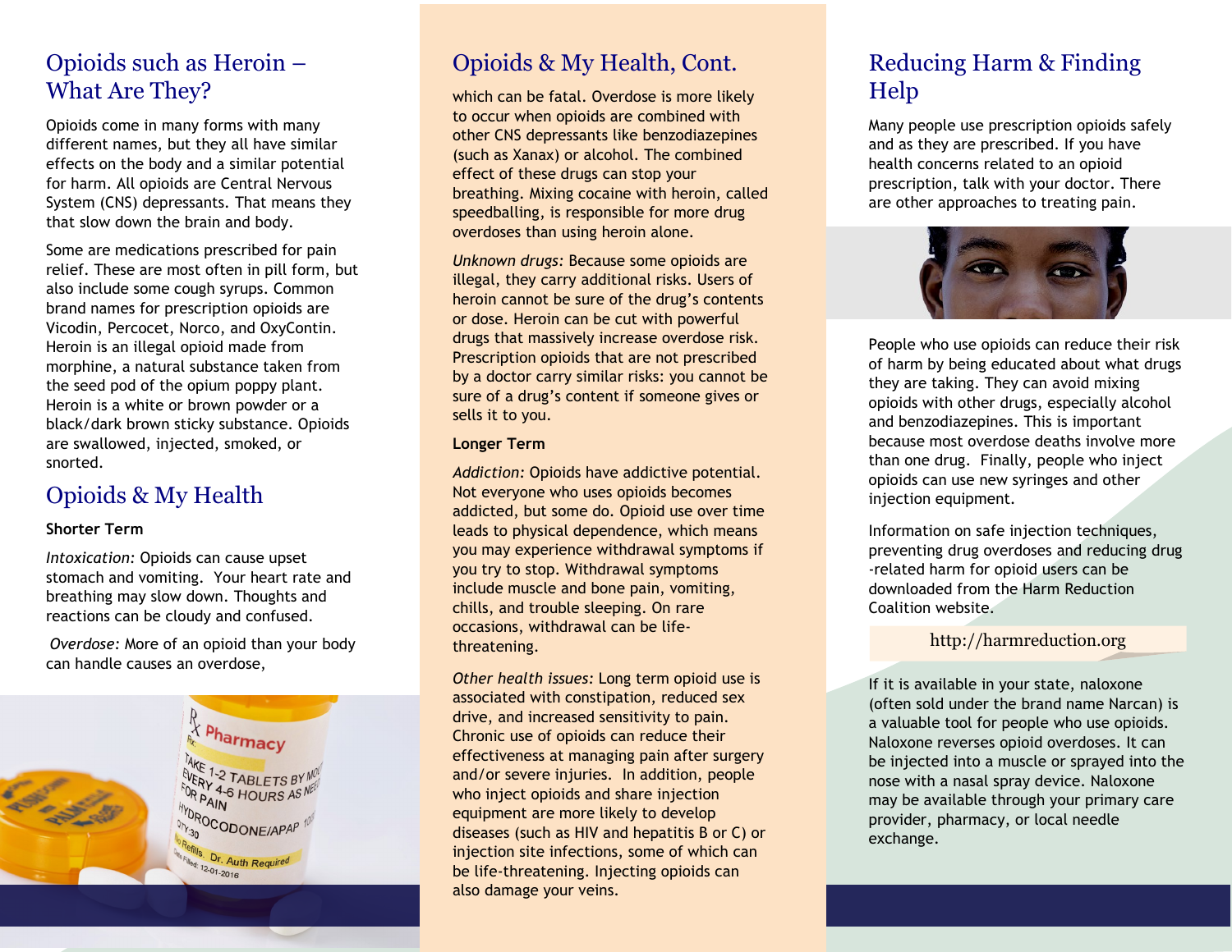## Opioids such as Heroin – What Are They?

Opioids come in many forms with many different names, but they all have similar effects on the body and a similar potential for harm. All opioids are Central Nervous System (CNS) depressants. That means they that slow down the brain and body.

Some are medications prescribed for pain relief. These are most often in pill form, but also include some cough syrups. Common brand names for prescription opioids are Vicodin, Percocet, Norco, and OxyContin. Heroin is an illegal opioid made from morphine, a natural substance taken from the seed pod of the opium poppy plant. Heroin is a white or brown powder or a black/dark brown sticky substance. Opioids are swallowed, injected, smoked, or snorted.

## Opioids & My Health

**Shorter Term**

*Intoxication:* Opioids can cause upset stomach and vomiting. Your heart rate and breathing may slow down. Thoughts and reactions can be cloudy and confused.

*Overdose:* More of an opioid than your body can handle causes an overdose, which can be fatal. Overdose is more likely to occur when opioids are combined with other CNS depressants like benzodiazepines (such as Xanax) or alcohol. The combined effect of these drugs can stop your breathing. Mixing cocaine with heroin, called speedballing, is responsible for more drug overdoses than using heroin alone.

## Opioids & My Health, Cont.

*Unknown drugs:* Because some opioids are illegal, they carry additional risks. Users of heroin cannot be sure of the drug's contents or dose. Heroin can be cut with powerful drugs that massively increase overdose risk. Prescription opioids that are not prescribed by a doctor carry similar risks: you cannot be sure of a drug's content if someone gives or sells it to you.

**Longer Term**

*Addiction:* Opioids have addictive potential. Not everyone who uses opioids becomes addicted, but some do. Opioid use over time leads to physical dependence, which means you may experience withdrawal symptoms if you try to stop. Withdrawal symptoms include muscle and bone pain, vomiting, chills, and trouble sleeping. On rare occasions, withdrawal can be life-threatening.

*Other health issues:* Long term opioid use is associated with constipation, reduced sex drive, and increased sensitivity to pain. Chronic use of opioids can reduce their effectiveness at managing pain after surgery and/or severe injuries. In addition, people who inject opioids and share injection equipment are more likely to develop diseases (such as HIV and hepatitis B or C) or injection site infections, some of which can be life-threatening. Injecting opioids can also damage your veins.

## Reducing Harm & Finding Help

Many people use prescription opioids safely and as they are prescribed. If you have health concerns related to an opioid prescription, talk with your doctor. There are other approaches to treating pain.

People who use opioids can reduce their risk of harm by being educated about what drugs they are taking. They can avoid mixing opioids with other drugs, especially alcohol and benzodiazepines. This is important because most overdose deaths involve more than one drug. Finally, people who inject opioids can use new syringes and other injection equipment.

Information on safe injection techniques, preventing drug overdoses and reducing drug-related harm for opioid users can be downloaded from the Harm Reduction Coalition website.

http://harmreduction.org

If it is available in your state, naloxone (often sold under the brand name Narcan) is a valuable tool for people who use opioids. Naloxone reverses opioid overdoses. It can be injected into a muscle or sprayed into the nose with a nasal spray device. Naloxone may be available through your primary care provider, pharmacy, or local needle exchange.